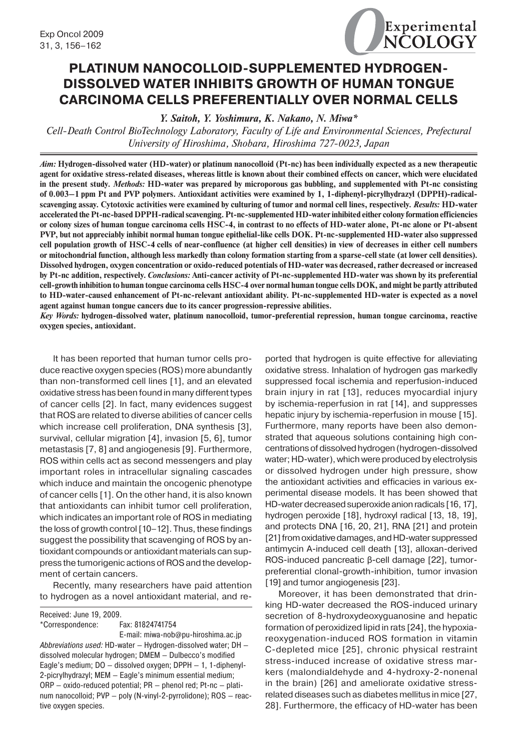# PLATINUM NANOCOLLOID-SUPPLEMENTED HYDROGEN-DISSOLVED WATER INHIBITS GROWTH OF HUMAN TONGUE CARCINOMA CELLS PREFERENTIALLY OVER NORMAL CELLS

*Y. Saitoh, Y. Yoshimura, K. Nakano, N. Miwa\**

*Cell-Death Control BioTechnology Laboratory, Faculty of Life and Environmental Sciences, Prefectural University of Hiroshima, Shobara, Hiroshima 727-0023, Japan*

***Aim:*** **Hydrogen-dissolved water (HD-water) or platinum nanocolloid (Pt-nc) has been individually expected as a new therapeutic agent for oxidative stress-related diseases, whereas little is known about their combined effects on cancer, which were elucidated in the present study.** ***Methods:*** **HD-water was prepared by microporous gas bubbling, and supplemented with Pt-nc consisting of 0.003–1 ppm Pt and PVP polymers. Antioxidant activities were examined by 1, 1-diphenyl-picrylhydrazyl (DPPH)-radical-scavenging assay. Cytotoxic activities were examined by culturing of tumor and normal cell lines, respectively.** ***Results:*** **HD-water accelerated the Pt-nc-based DPPH-radical scavenging. Pt-nc-supplemented HD-water inhibited either colony formation efficiencies or colony sizes of human tongue carcinoma cells HSC-4, in contrast to no effects of HD-water alone, Pt-nc alone or Pt-absent PVP, but not appreciably inhibit normal human tongue epithelial-like cells DOK. Pt-nc-supplemented HD-water also suppressed cell population growth of HSC-4 cells of near-confluence (at higher cell densities) in view of decreases in either cell numbers or mitochondrial function, although less markedly than colony formation starting from a sparse-cell state (at lower cell densities). Dissolved hydrogen, oxygen concentration or oxido-reduced potentials of HD-water was decreased, rather decreased or increased by Pt-nc addition, respectively.** ***Conclusions:*** **Anti-cancer activity of Pt-nc-supplemented HD-water was shown by its preferential cell-growth inhibition to human tongue carcinoma cells HSC-4 over normal human tongue cells DOK, and might be partly attributed to HD-water-caused enhancement of Pt-nc-relevant antioxidant ability. Pt-nc-supplemented HD-water is expected as a novel agent against human tongue cancers due to its cancer progression-repressive abilities.**

***Key Words:*** **hydrogen-dissolved water, platinum nanocolloid, tumor-preferential repression, human tongue carcinoma, reactive oxygen species, antioxidant.**

It has been reported that human tumor cells produce reactive oxygen species (ROS) more abundantly than non-transformed cell lines [1], and an elevated oxidative stress has been found in many different types of cancer cells [2]. In fact, many evidences suggest that ROS are related to diverse abilities of cancer cells which increase cell proliferation, DNA synthesis [3], survival, cellular migration [4], invasion [5, 6], tumor metastasis [7, 8] and angiogenesis [9]. Furthermore, ROS within cells act as second messengers and play important roles in intracellular signaling cascades which induce and maintain the oncogenic phenotype of cancer cells [1]. On the other hand, it is also known that antioxidants can inhibit tumor cell proliferation, which indicates an important role of ROS in mediating the loss of growth control [10–12]. Thus, these findings suggest the possibility that scavenging of ROS by antioxidant compounds or antioxidant materials can suppress the tumorigenic actions of ROS and the development of certain cancers.

Recently, many researchers have paid attention to hydrogen as a novel antioxidant material, and reported that hydrogen is quite effective for alleviating oxidative stress. Inhalation of hydrogen gas markedly suppressed focal ischemia and reperfusion-induced brain injury in rat [13], reduces myocardial injury by ischemia-reperfusion in rat [14], and suppresses hepatic injury by ischemia-reperfusion in mouse [15]. Furthermore, many reports have been also demonstrated that aqueous solutions containing high concentrations of dissolved hydrogen (hydrogen-dissolved water; HD-water), which were produced by electrolysis or dissolved hydrogen under high pressure, show the antioxidant activities and efficacies in various experimental disease models. It has been showed that HD-water decreased superoxide anion radicals [16, 17], hydrogen peroxide [18], hydroxyl radical [13, 18, 19], and protects DNA [16, 20, 21], RNA [21] and protein [21] from oxidative damages, and HD-water suppressed antimycin A-induced cell death [13], alloxan-derived ROS-induced pancreatic β-cell damage [22], tumor-preferential clonal-growth-inhibition, tumor invasion [19] and tumor angiogenesis [23].

Moreover, it has been demonstrated that drinking HD-water decreased the ROS-induced urinary secretion of 8-hydroxydeoxyguanosine and hepatic formation of peroxidized lipid in rats [24], the hypoxia-reoxygenation-induced ROS formation in vitamin C-depleted mice [25], chronic physical restraint stress-induced increase of oxidative stress markers (malondialdehyde and 4-hydroxy-2-nonenal in the brain) [26] and ameliorate oxidative stress-related diseases such as diabetes mellitus in mice [27, 28]. Furthermore, the efficacy of HD-water has been

Received: June 19, 2009.
\*Correspondence: Fax: 81824741754
E-mail: miwa-nob@pu-hiroshima.ac.jp
*Abbreviations used:* HD-water – Hydrogen-dissolved water; DH – dissolved molecular hydrogen; DMEM – Dulbecco's modified Eagle's medium; DO – dissolved oxygen; DPPH – 1, 1-diphenyl-2-picrylhydrazyl; MEM – Eagle's minimum essential medium; ORP – oxido-reduced potential; PR – phenol red; Pt-nc – platinum nanocolloid; PVP – poly (N-vinyl-2-pyrrolidone); ROS – reactive oxygen species.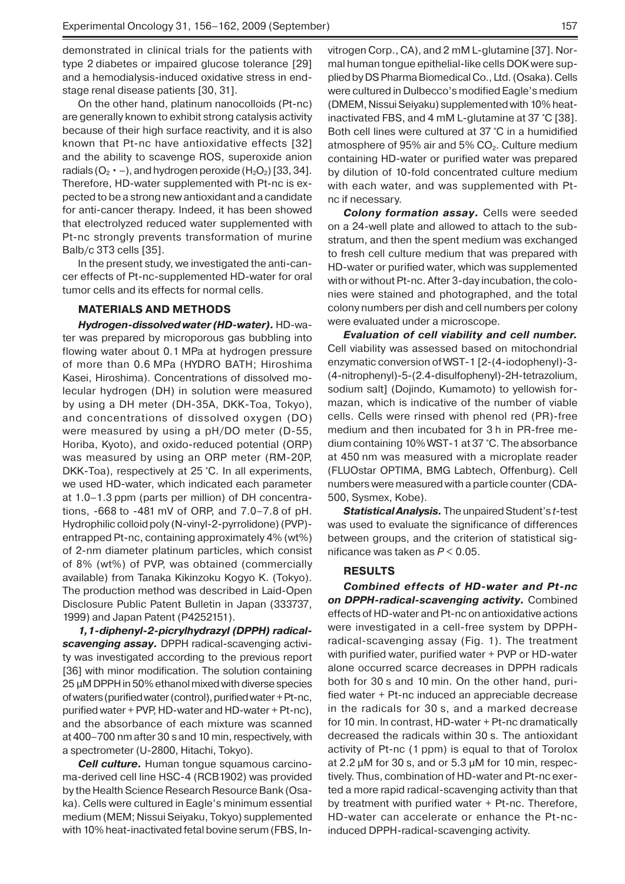demonstrated in clinical trials for the patients with type 2 diabetes or impaired glucose tolerance [29] and a hemodialysis-induced oxidative stress in end-stage renal disease patients [30, 31].

On the other hand, platinum nanocolloids (Pt-nc) are generally known to exhibit strong catalysis activity because of their high surface reactivity, and it is also known that Pt-nc have antioxidative effects [32] and the ability to scavenge ROS, superoxide anion radials ($O_2 \cdot -$), and hydrogen peroxide ($H_2O_2$) [33, 34]. Therefore, HD-water supplemented with Pt-nc is expected to be a strong new antioxidant and a candidate for anti-cancer therapy. Indeed, it has been showed that electrolyzed reduced water supplemented with Pt-nc strongly prevents transformation of murine Balb/c 3T3 cells [35].

In the present study, we investigated the anti-cancer effects of Pt-nc-supplemented HD-water for oral tumor cells and its effects for normal cells.

## MATERIALS AND METHODS

***Hydrogen-dissolved water (HD-water).*** HD-water was prepared by microporous gas bubbling into flowing water about 0.1 MPa at hydrogen pressure of more than 0.6 MPa (HYDRO BATH; Hiroshima Kasei, Hiroshima). Concentrations of dissolved molecular hydrogen (DH) in solution were measured by using a DH meter (DH-35A, DKK-Toa, Tokyo), and concentrations of dissolved oxygen (DO) were measured by using a pH/DO meter (D-55, Horiba, Kyoto), and oxido-reduced potential (ORP) was measured by using an ORP meter (RM-20P, DKK-Toa), respectively at 25 °C. In all experiments, we used HD-water, which indicated each parameter at 1.0–1.3 ppm (parts per million) of DH concentrations, -668 to -481 mV of ORP, and 7.0–7.8 of pH. Hydrophilic colloid poly (N-vinyl-2-pyrrolidone) (PVP)-entrapped Pt-nc, containing approximately 4% (wt%) of 2-nm diameter platinum particles, which consist of 8% (wt%) of PVP, was obtained (commercially available) from Tanaka Kikinzoku Kogyo K. (Tokyo). The production method was described in Laid-Open Disclosure Public Patent Bulletin in Japan (333737, 1999) and Japan Patent (P4252151).

***1,1-diphenyl-2-picrylhydrazyl (DPPH) radical-scavenging assay.*** DPPH radical-scavenging activity was investigated according to the previous report [36] with minor modification. The solution containing 25 µM DPPH in 50% ethanol mixed with diverse species of waters (purified water (control), purified water + Pt-nc, purified water + PVP, HD-water and HD-water + Pt-nc), and the absorbance of each mixture was scanned at 400–700 nm after 30 s and 10 min, respectively, with a spectrometer (U-2800, Hitachi, Tokyo).

***Cell culture.*** Human tongue squamous carcinoma-derived cell line HSC-4 (RCB1902) was provided by the Health Science Research Resource Bank (Osaka). Cells were cultured in Eagle's minimum essential medium (MEM; Nissui Seiyaku, Tokyo) supplemented with 10% heat-inactivated fetal bovine serum (FBS, Invitrogen Corp., CA), and 2 mM L-glutamine [37]. Normal human tongue epithelial-like cells DOK were supplied by DS Pharma Biomedical Co., Ltd. (Osaka). Cells were cultured in Dulbecco's modified Eagle's medium (DMEM, Nissui Seiyaku) supplemented with 10% heat-inactivated FBS, and 4 mM L-glutamine at 37 °C [38]. Both cell lines were cultured at 37 °C in a humidified atmosphere of 95% air and 5% $CO_2$. Culture medium containing HD-water or purified water was prepared by dilution of 10-fold concentrated culture medium with each water, and was supplemented with Pt-nc if necessary.

***Colony formation assay.*** Cells were seeded on a 24-well plate and allowed to attach to the substratum, and then the spent medium was exchanged to fresh cell culture medium that was prepared with HD-water or purified water, which was supplemented with or without Pt-nc. After 3-day incubation, the colonies were stained and photographed, and the total colony numbers per dish and cell numbers per colony were evaluated under a microscope.

***Evaluation of cell viability and cell number.*** Cell viability was assessed based on mitochondrial enzymatic conversion of WST-1 [2-(4-iodophenyl)-3-(4-nitrophenyl)-5-(2.4-disulfophenyl)-2H-tetrazolium, sodium salt] (Dojindo, Kumamoto) to yellowish formazan, which is indicative of the number of viable cells. Cells were rinsed with phenol red (PR)-free medium and then incubated for 3 h in PR-free medium containing 10% WST-1 at 37 °C. The absorbance at 450 nm was measured with a microplate reader (FLUOstar OPTIMA, BMG Labtech, Offenburg). Cell numbers were measured with a particle counter (CDA-500, Sysmex, Kobe).

***Statistical Analysis.*** The unpaired Student's *t*-test was used to evaluate the significance of differences between groups, and the criterion of statistical significance was taken as $P < 0.05$.

## RESULTS

***Combined effects of HD-water and Pt-nc on DPPH-radical-scavenging activity.*** Combined effects of HD-water and Pt-nc on antioxidative actions were investigated in a cell-free system by DPPH-radical-scavenging assay (Fig. 1). The treatment with purified water, purified water + PVP or HD-water alone occurred scarce decreases in DPPH radicals both for 30 s and 10 min. On the other hand, purified water + Pt-nc induced an appreciable decrease in the radicals for 30 s, and a marked decrease for 10 min. In contrast, HD-water + Pt-nc dramatically decreased the radicals within 30 s. The antioxidant activity of Pt-nc (1 ppm) is equal to that of Torolox at 2.2 µM for 30 s, and or 5.3 µM for 10 min, respectively. Thus, combination of HD-water and Pt-nc exerted a more rapid radical-scavenging activity than that by treatment with purified water + Pt-nc. Therefore, HD-water can accelerate or enhance the Pt-nc-induced DPPH-radical-scavenging activity.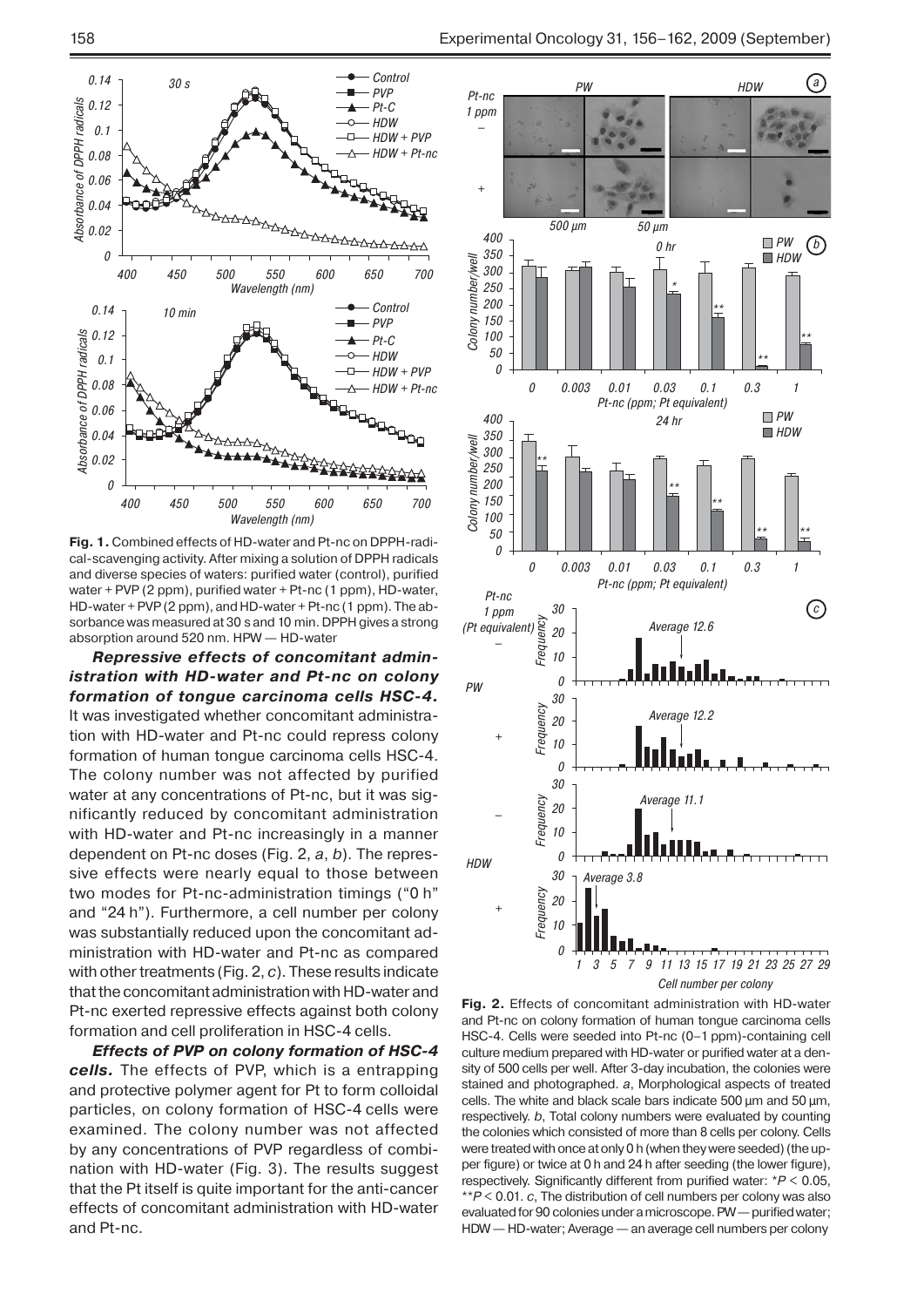**Fig. 1.** Combined effects of HD-water and Pt-nc on DPPH-radical-scavenging activity. After mixing a solution of DPPH radicals and diverse species of waters: purified water (control), purified water + PVP (2 ppm), purified water + Pt-nc (1 ppm), HD-water, HD-water + PVP (2 ppm), and HD-water + Pt-nc (1 ppm). The absorbance was measured at 30 s and 10 min. DPPH gives a strong absorption around 520 nm. HPW — HD-water

***Repressive effects of concomitant administration with HD-water and Pt-nc on colony formation of tongue carcinoma cells HSC-4.*** It was investigated whether concomitant administration with HD-water and Pt-nc could repress colony formation of human tongue carcinoma cells HSC-4. The colony number was not affected by purified water at any concentrations of Pt-nc, but it was significantly reduced by concomitant administration with HD-water and Pt-nc increasingly in a manner dependent on Pt-nc doses (Fig. 2, *a*, *b*). The repressive effects were nearly equal to those between two modes for Pt-nc-administration timings ("0 h" and "24 h"). Furthermore, a cell number per colony was substantially reduced upon the concomitant administration with HD-water and Pt-nc as compared with other treatments (Fig. 2, *c*). These results indicate that the concomitant administration with HD-water and Pt-nc exerted repressive effects against both colony formation and cell proliferation in HSC-4 cells.

***Effects of PVP on colony formation of HSC-4 cells.*** The effects of PVP, which is a entrapping and protective polymer agent for Pt to form colloidal particles, on colony formation of HSC-4 cells were examined. The colony number was not affected by any concentrations of PVP regardless of combination with HD-water (Fig. 3). The results suggest that the Pt itself is quite important for the anti-cancer effects of concomitant administration with HD-water and Pt-nc.

**Fig. 2.** Effects of concomitant administration with HD-water and Pt-nc on colony formation of human tongue carcinoma cells HSC-4. Cells were seeded into Pt-nc (0–1 ppm)-containing cell culture medium prepared with HD-water or purified water at a density of 500 cells per well. After 3-day incubation, the colonies were stained and photographed. *a*, Morphological aspects of treated cells. The white and black scale bars indicate 500 µm and 50 µm, respectively. *b*, Total colony numbers were evaluated by counting the colonies which consisted of more than 8 cells per colony. Cells were treated with once at only 0 h (when they were seeded) (the upper figure) or twice at 0 h and 24 h after seeding (the lower figure), respectively. Significantly different from purified water: $^{*}P < 0.05$, $^{**}P < 0.01$. *c*, The distribution of cell numbers per colony was also evaluated for 90 colonies under a microscope. PW — purified water; HDW — HD-water; Average — an average cell numbers per colony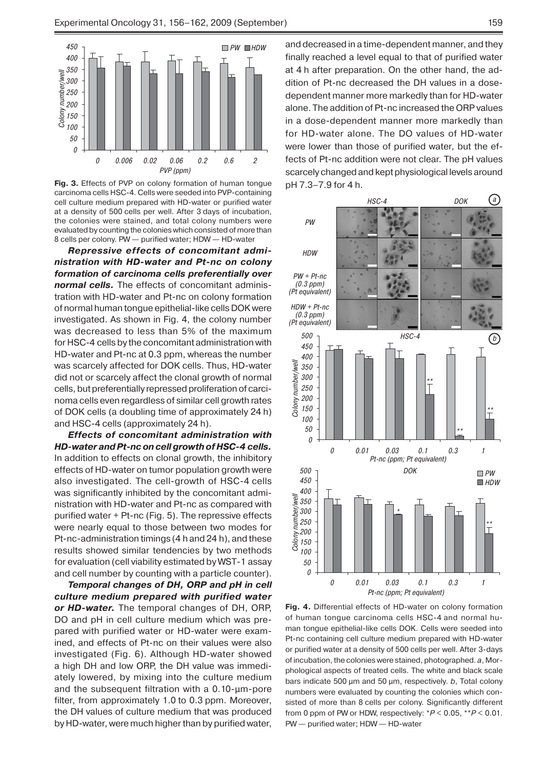**Fig. 3.** Effects of PVP on colony formation of human tongue carcinoma cells HSC-4. Cells were seeded into PVP-containing cell culture medium prepared with HD-water or purified water at a density of 500 cells per well. After 3 days of incubation, the colonies were stained, and total colony numbers were evaluated by counting the colonies which consisted of more than 8 cells per colony. PW — purified water; HDW — HD-water

***Repressive effects of concomitant administration with HD-water and Pt-nc on colony formation of carcinoma cells preferentially over normal cells.*** The effects of concomitant administration with HD-water and Pt-nc on colony formation of normal human tongue epithelial-like cells DOK were investigated. As shown in Fig. 4, the colony number was decreased to less than 5% of the maximum for HSC-4 cells by the concomitant administration with HD-water and Pt-nc at 0.3 ppm, whereas the number was scarcely affected for DOK cells. Thus, HD-water did not or scarcely affect the clonal growth of normal cells, but preferentially repressed proliferation of carcinoma cells even regardless of similar cell growth rates of DOK cells (a doubling time of approximately 24 h) and HSC-4 cells (approximately 24 h).

***Effects of concomitant administration with HD-water and Pt-nc on cell growth of HSC-4 cells.*** In addition to effects on clonal growth, the inhibitory effects of HD-water on tumor population growth were also investigated. The cell-growth of HSC-4 cells was significantly inhibited by the concomitant administration with HD-water and Pt-nc as compared with purified water + Pt-nc (Fig. 5). The repressive effects were nearly equal to those between two modes for Pt-nc-administration timings (4 h and 24 h), and these results showed similar tendencies by two methods for evaluation (cell viability estimated by WST-1 assay and cell number by counting with a particle counter).

***Temporal changes of DH, ORP and pH in cell culture medium prepared with purified water or HD-water.*** The temporal changes of DH, ORP, DO and pH in cell culture medium which was prepared with purified water or HD-water were examined, and effects of Pt-nc on their values were also investigated (Fig. 6). Although HD-water showed a high DH and low ORP, the DH value was immediately lowered, by mixing into the culture medium and the subsequent filtration with a 0.10-µm-pore filter, from approximately 1.0 to 0.3 ppm. Moreover, the DH values of culture medium that was produced by HD-water, were much higher than by purified water, and decreased in a time-dependent manner, and they finally reached a level equal to that of purified water at 4 h after preparation. On the other hand, the addition of Pt-nc decreased the DH values in a dose-dependent manner more markedly than for HD-water alone. The addition of Pt-nc increased the ORP values in a dose-dependent manner more markedly than for HD-water alone. The DO values of HD-water were lower than those of purified water, but the effects of Pt-nc addition were not clear. The pH values scarcely changed and kept physiological levels around pH 7.3–7.9 for 4 h.

**Fig. 4.** Differential effects of HD-water on colony formation of human tongue carcinoma cells HSC-4 and normal human tongue epithelial-like cells DOK. Cells were seeded into Pt-nc containing cell culture medium prepared with HD-water or purified water at a density of 500 cells per well. After 3-days of incubation, the colonies were stained, photographed. *a*, Morphological aspects of treated cells. The white and black scale bars indicate 500 µm and 50 µm, respectively. *b*, Total colony numbers were evaluated by counting the colonies which consisted of more than 8 cells per colony. Significantly different from 0 ppm of PW or HDW, respectively: *$P < 0.05$, **$P < 0.01$. PW — purified water; HDW — HD-water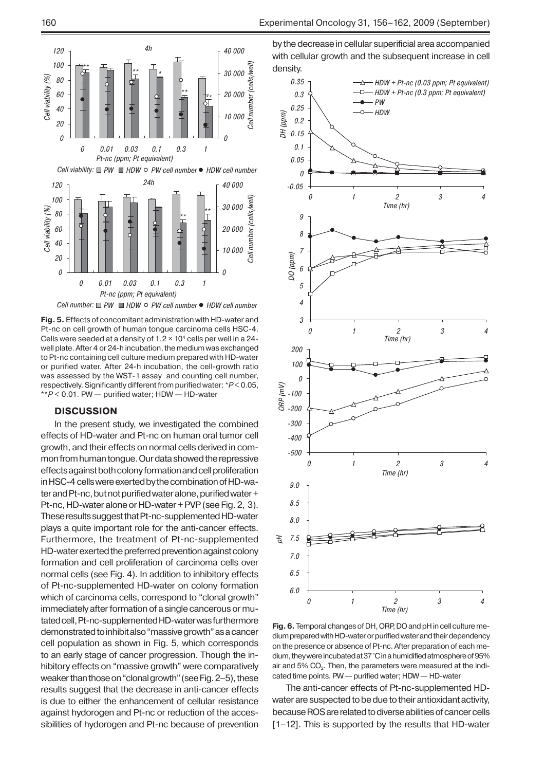**Fig. 5.** Effects of concomitant administration with HD-water and Pt-nc on cell growth of human tongue carcinoma cells HSC-4. Cells were seeded at a density of $1.2 \times 10^4$ cells per well in a 24-well plate. After 4 or 24-h incubation, the medium was exchanged to Pt-nc containing cell culture medium prepared with HD-water or purified water. After 24-h incubation, the cell-growth ratio was assessed by the WST-1 assay and counting cell number, respectively. Significantly different from purified water: *$P < 0.05$, **$P < 0.01$. PW — purified water; HDW — HD-water

## DISCUSSION

In the present study, we investigated the combined effects of HD-water and Pt-nc on human oral tumor cell growth, and their effects on normal cells derived in common from human tongue. Our data showed the repressive effects against both colony formation and cell proliferation in HSC-4 cells were exerted by the combination of HD-water and Pt-nc, but not purified water alone, purified water + Pt-nc, HD-water alone or HD-water + PVP (see Fig. 2, 3). These results suggest that Pt-nc-supplemented HD-water plays a quite important role for the anti-cancer effects. Furthermore, the treatment of Pt-nc-supplemented HD-water exerted the preferred prevention against colony formation and cell proliferation of carcinoma cells over normal cells (see Fig. 4). In addition to inhibitory effects of Pt-nc-supplemented HD-water on colony formation which of carcinoma cells, correspond to "clonal growth" immediately after formation of a single cancerous or mutated cell, Pt-nc-supplemented HD-water was furthermore demonstrated to inhibit also "massive growth" as a cancer cell population as shown in Fig. 5, which corresponds to an early stage of cancer progression. Though the inhibitory effects on "massive growth" were comparatively weaker than those on "clonal growth" (see Fig. 2–5), these results suggest that the decrease in anti-cancer effects is due to either the enhancement of cellular resistance against hydorogen and Pt-nc or reduction of the accessibilities of hydorogen and Pt-nc because of prevention by the decrease in cellular superificial area accompanied with cellular growth and the subsequent increase in cell density.

**Fig. 6.** Temporal changes of DH, ORP, DO and pH in cell culture medium prepared with HD-water or purified water and their dependency on the presence or absence of Pt-nc. After preparation of each medium, they were incubated at 37 °C in a humidified atmosphere of 95% air and 5% $CO_2$. Then, the parameters were measured at the indicated time points. PW — purified water; HDW — HD-water

The anti-cancer effects of Pt-nc-supplemented HD-water are suspected to be due to their antioxidant activity, because ROS are related to diverse abilities of cancer cells [1–12]. This is supported by the results that HD-water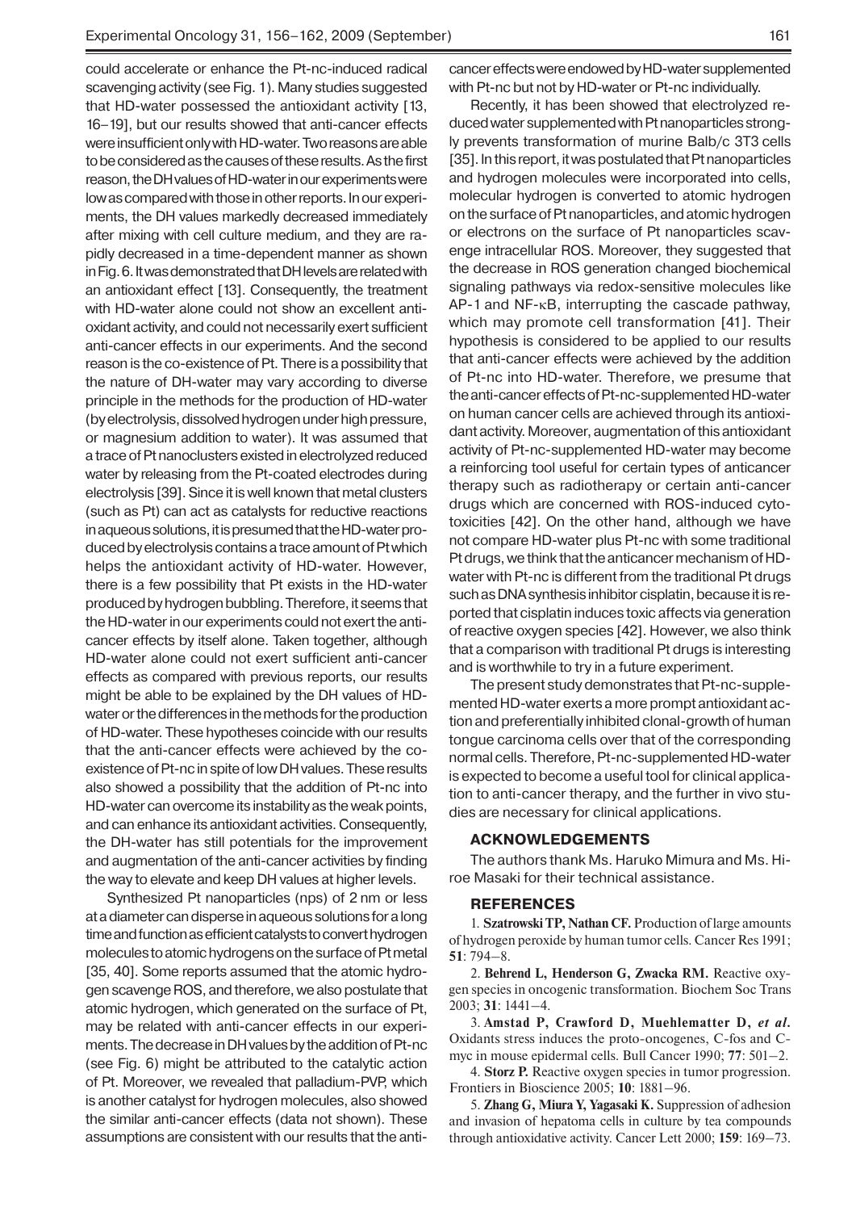could accelerate or enhance the Pt-nc-induced radical scavenging activity (see Fig. 1). Many studies suggested that HD-water possessed the antioxidant activity [13, 16–19], but our results showed that anti-cancer effects were insufficient only with HD-water. Two reasons are able to be considered as the causes of these results. As the first reason, the DH values of HD-water in our experiments were low as compared with those in other reports. In our experiments, the DH values markedly decreased immediately after mixing with cell culture medium, and they are rapidly decreased in a time-dependent manner as shown in Fig. 6. It was demonstrated that DH levels are related with an antioxidant effect [13]. Consequently, the treatment with HD-water alone could not show an excellent antioxidant activity, and could not necessarily exert sufficient anti-cancer effects in our experiments. And the second reason is the co-existence of Pt. There is a possibility that the nature of DH-water may vary according to diverse principle in the methods for the production of HD-water (by electrolysis, dissolved hydrogen under high pressure, or magnesium addition to water). It was assumed that a trace of Pt nanoclusters existed in electrolyzed reduced water by releasing from the Pt-coated electrodes during electrolysis [39]. Since it is well known that metal clusters (such as Pt) can act as catalysts for reductive reactions in aqueous solutions, it is presumed that the HD-water produced by electrolysis contains a trace amount of Pt which helps the antioxidant activity of HD-water. However, there is a few possibility that Pt exists in the HD-water produced by hydrogen bubbling. Therefore, it seems that the HD-water in our experiments could not exert the anti-cancer effects by itself alone. Taken together, although HD-water alone could not exert sufficient anti-cancer effects as compared with previous reports, our results might be able to be explained by the DH values of HD-water or the differences in the methods for the production of HD-water. These hypotheses coincide with our results that the anti-cancer effects were achieved by the co-existence of Pt-nc in spite of low DH values. These results also showed a possibility that the addition of Pt-nc into HD-water can overcome its instability as the weak points, and can enhance its antioxidant activities. Consequently, the DH-water has still potentials for the improvement and augmentation of the anti-cancer activities by finding the way to elevate and keep DH values at higher levels.

Synthesized Pt nanoparticles (nps) of 2 nm or less at a diameter can disperse in aqueous solutions for a long time and function as efficient catalysts to convert hydrogen molecules to atomic hydrogens on the surface of Pt metal [35, 40]. Some reports assumed that the atomic hydrogen scavenge ROS, and therefore, we also postulate that atomic hydrogen, which generated on the surface of Pt, may be related with anti-cancer effects in our experiments. The decrease in DH values by the addition of Pt-nc (see Fig. 6) might be attributed to the catalytic action of Pt. Moreover, we revealed that palladium-PVP, which is another catalyst for hydrogen molecules, also showed the similar anti-cancer effects (data not shown). These assumptions are consistent with our results that the anti-cancer effects were endowed by HD-water supplemented with Pt-nc but not by HD-water or Pt-nc individually.

Recently, it has been showed that electrolyzed reduced water supplemented with Pt nanoparticles strongly prevents transformation of murine Balb/c 3T3 cells [35]. In this report, it was postulated that Pt nanoparticles and hydrogen molecules were incorporated into cells, molecular hydrogen is converted to atomic hydrogen on the surface of Pt nanoparticles, and atomic hydrogen or electrons on the surface of Pt nanoparticles scavenge intracellular ROS. Moreover, they suggested that the decrease in ROS generation changed biochemical signaling pathways via redox-sensitive molecules like AP-1 and NF-κB, interrupting the cascade pathway, which may promote cell transformation [41]. Their hypothesis is considered to be applied to our results that anti-cancer effects were achieved by the addition of Pt-nc into HD-water. Therefore, we presume that the anti-cancer effects of Pt-nc-supplemented HD-water on human cancer cells are achieved through its antioxidant activity. Moreover, augmentation of this antioxidant activity of Pt-nc-supplemented HD-water may become a reinforcing tool useful for certain types of anticancer therapy such as radiotherapy or certain anti-cancer drugs which are concerned with ROS-induced cytotoxicities [42]. On the other hand, although we have not compare HD-water plus Pt-nc with some traditional Pt drugs, we think that the anticancer mechanism of HD-water with Pt-nc is different from the traditional Pt drugs such as DNA synthesis inhibitor cisplatin, because it is reported that cisplatin induces toxic affects via generation of reactive oxygen species [42]. However, we also think that a comparison with traditional Pt drugs is interesting and is worthwhile to try in a future experiment.

The present study demonstrates that Pt-nc-supplemented HD-water exerts a more prompt antioxidant action and preferentially inhibited clonal-growth of human tongue carcinoma cells over that of the corresponding normal cells. Therefore, Pt-nc-supplemented HD-water is expected to become a useful tool for clinical application to anti-cancer therapy, and the further in vivo studies are necessary for clinical applications.

## ACKNOWLEDGEMENTS

The authors thank Ms. Haruko Mimura and Ms. Hiroe Masaki for their technical assistance.

## REFERENCES

1. **Szatrowski TP, Nathan CF.** Production of large amounts of hydrogen peroxide by human tumor cells. Cancer Res 1991; **51**: 794–8.

2. **Behrend L, Henderson G, Zwacka RM.** Reactive oxygen species in oncogenic transformation. Biochem Soc Trans 2003; **31**: 1441–4.

3. **Amstad P, Crawford D, Muehlematter D, *et al*.** Oxidants stress induces the proto-oncogenes, C-fos and C-myc in mouse epidermal cells. Bull Cancer 1990; **77**: 501–2.

4. **Storz P.** Reactive oxygen species in tumor progression. Frontiers in Bioscience 2005; **10**: 1881–96.

5. **Zhang G, Miura Y, Yagasaki K.** Suppression of adhesion and invasion of hepatoma cells in culture by tea compounds through antioxidative activity. Cancer Lett 2000; **159**: 169–73.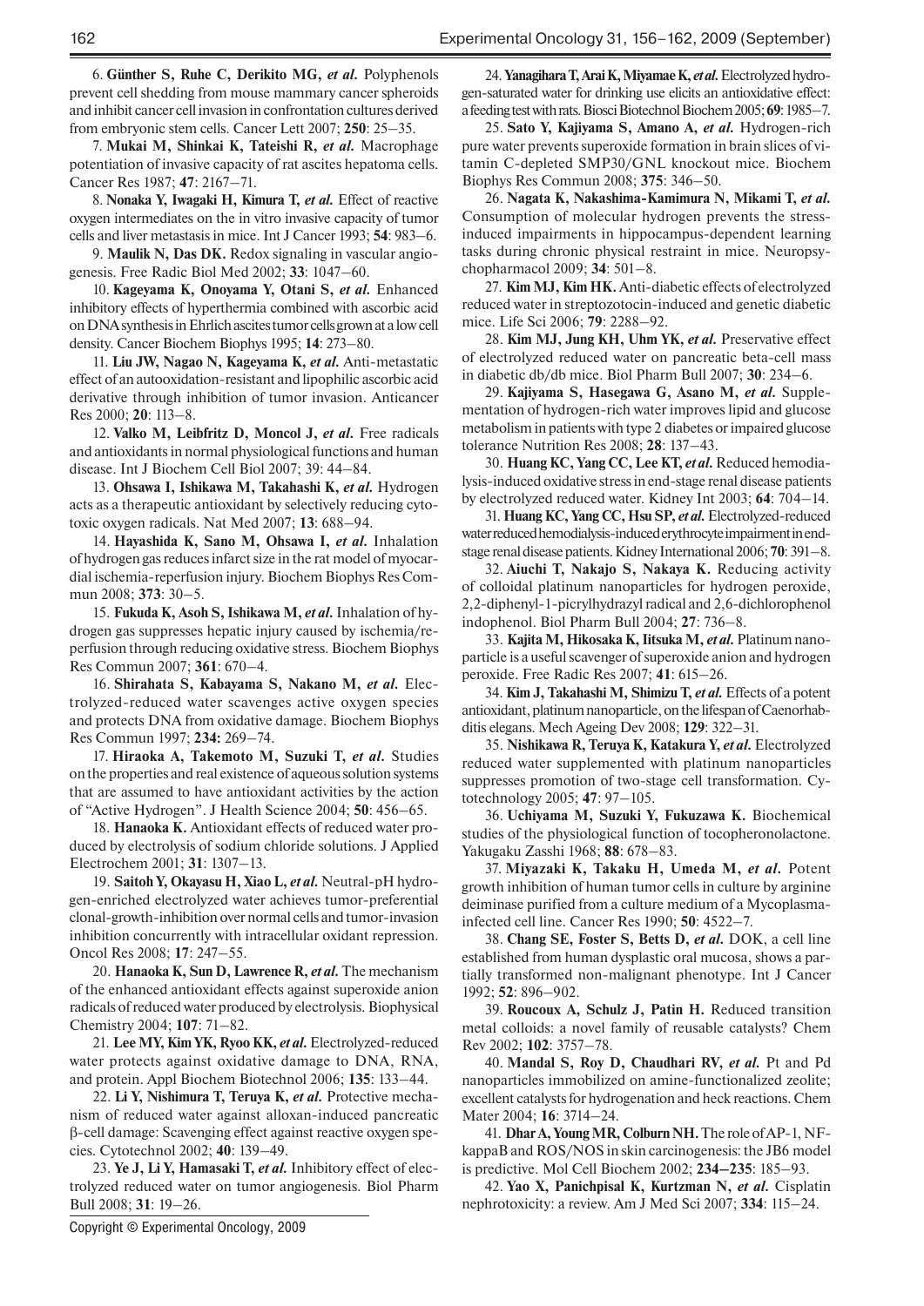6. **Günther S, Ruhe C, Derikito MG, *et al.*** Polyphenols prevent cell shedding from mouse mammary cancer spheroids and inhibit cancer cell invasion in confrontation cultures derived from embryonic stem cells. Cancer Lett 2007; **250**: 25–35.

7. **Mukai M, Shinkai K, Tateishi R, *et al.*** Macrophage potentiation of invasive capacity of rat ascites hepatoma cells. Cancer Res 1987; **47**: 2167–71.

8. **Nonaka Y, Iwagaki H, Kimura T, *et al.*** Effect of reactive oxygen intermediates on the in vitro invasive capacity of tumor cells and liver metastasis in mice. Int J Cancer 1993; **54**: 983–6.

9. **Maulik N, Das DK.** Redox signaling in vascular angiogenesis. Free Radic Biol Med 2002; **33**: 1047–60.

10. **Kageyama K, Onoyama Y, Otani S, *et al.*** Enhanced inhibitory effects of hyperthermia combined with ascorbic acid on DNA synthesis in Ehrlich ascites tumor cells grown at a low cell density. Cancer Biochem Biophys 1995; **14**: 273–80.

11. **Liu JW, Nagao N, Kageyama K, *et al.*** Anti-metastatic effect of an autooxidation-resistant and lipophilic ascorbic acid derivative through inhibition of tumor invasion. Anticancer Res 2000; **20**: 113–8.

12. **Valko M, Leibfritz D, Moncol J, *et al.*** Free radicals and antioxidants in normal physiological functions and human disease. Int J Biochem Cell Biol 2007; 39: 44–84.

13. **Ohsawa I, Ishikawa M, Takahashi K, *et al.*** Hydrogen acts as a therapeutic antioxidant by selectively reducing cytotoxic oxygen radicals. Nat Med 2007; **13**: 688–94.

14. **Hayashida K, Sano M, Ohsawa I, *et al.*** Inhalation of hydrogen gas reduces infarct size in the rat model of myocardial ischemia-reperfusion injury. Biochem Biophys Res Commun 2008; **373**: 30–5.

15. **Fukuda K, Asoh S, Ishikawa M, *et al.*** Inhalation of hydrogen gas suppresses hepatic injury caused by ischemia/reperfusion through reducing oxidative stress. Biochem Biophys Res Commun 2007; **361**: 670–4.

16. **Shirahata S, Kabayama S, Nakano M, *et al.*** Electrolyzed-reduced water scavenges active oxygen species and protects DNA from oxidative damage. Biochem Biophys Res Commun 1997; **234:** 269–74.

17. **Hiraoka A, Takemoto M, Suzuki T, *et al.*** Studies on the properties and real existence of aqueous solution systems that are assumed to have antioxidant activities by the action of "Active Hydrogen". J Health Science 2004; **50**: 456–65.

18. **Hanaoka K.** Antioxidant effects of reduced water produced by electrolysis of sodium chloride solutions. J Applied Electrochem 2001; **31**: 1307–13.

19. **Saitoh Y, Okayasu H, Xiao L, *et al.*** Neutral-pH hydrogen-enriched electrolyzed water achieves tumor-preferential clonal-growth-inhibition over normal cells and tumor-invasion inhibition concurrently with intracellular oxidant repression. Oncol Res 2008; **17**: 247–55.

20. **Hanaoka K, Sun D, Lawrence R, *et al.*** The mechanism of the enhanced antioxidant effects against superoxide anion radicals of reduced water produced by electrolysis. Biophysical Chemistry 2004; **107**: 71–82.

21. **Lee MY, Kim YK, Ryoo KK, *et al.*** Electrolyzed-reduced water protects against oxidative damage to DNA, RNA, and protein. Appl Biochem Biotechnol 2006; **135**: 133–44.

22. **Li Y, Nishimura T, Teruya K, *et al.*** Protective mechanism of reduced water against alloxan-induced pancreatic β-cell damage: Scavenging effect against reactive oxygen species. Cytotechnol 2002; **40**: 139–49.

23. **Ye J, Li Y, Hamasaki T, *et al.*** Inhibitory effect of electrolyzed reduced water on tumor angiogenesis. Biol Pharm Bull 2008; **31**: 19–26.

24. **Yanagihara T, Arai K, Miyamae K, *et al.*** Electrolyzed hydrogen-saturated water for drinking use elicits an antioxidative effect: a feeding test with rats. Biosci Biotechnol Biochem 2005; **69**: 1985–7.

25. **Sato Y, Kajiyama S, Amano A, *et al.*** Hydrogen-rich pure water prevents superoxide formation in brain slices of vitamin C-depleted SMP30/GNL knockout mice. Biochem Biophys Res Commun 2008; **375**: 346–50.

26. **Nagata K, Nakashima-Kamimura N, Mikami T, *et al.*** Consumption of molecular hydrogen prevents the stress-induced impairments in hippocampus-dependent learning tasks during chronic physical restraint in mice. Neuropsychopharmacol 2009; **34**: 501–8.

27. **Kim MJ, Kim HK.** Anti-diabetic effects of electrolyzed reduced water in streptozotocin-induced and genetic diabetic mice. Life Sci 2006; **79**: 2288–92.

28. **Kim MJ, Jung KH, Uhm YK, *et al.*** Preservative effect of electrolyzed reduced water on pancreatic beta-cell mass in diabetic db/db mice. Biol Pharm Bull 2007; **30**: 234–6.

29. **Kajiyama S, Hasegawa G, Asano M, *et al.*** Supplementation of hydrogen-rich water improves lipid and glucose metabolism in patients with type 2 diabetes or impaired glucose tolerance Nutrition Res 2008; **28**: 137–43.

30. **Huang KC, Yang CC, Lee KT, *et al.*** Reduced hemodialysis-induced oxidative stress in end-stage renal disease patients by electrolyzed reduced water. Kidney Int 2003; **64**: 704–14.

31. **Huang KC, Yang CC, Hsu SP, *et al.*** Electrolyzed-reduced water reduced hemodialysis-induced erythrocyte impairment in end-stage renal disease patients. Kidney International 2006; **70**: 391–8.

32. **Aiuchi T, Nakajo S, Nakaya K.** Reducing activity of colloidal platinum nanoparticles for hydrogen peroxide, 2,2-diphenyl-1-picrylhydrazyl radical and 2,6-dichlorophenol indophenol. Biol Pharm Bull 2004; **27**: 736–8.

33. **Kajita M, Hikosaka K, Iitsuka M, *et al.*** Platinum nanoparticle is a useful scavenger of superoxide anion and hydrogen peroxide. Free Radic Res 2007; **41**: 615–26.

34. **Kim J, Takahashi M, Shimizu T, *et al.*** Effects of a potent antioxidant, platinum nanoparticle, on the lifespan of Caenorhabditis elegans. Mech Ageing Dev 2008; **129**: 322–31.

35. **Nishikawa R, Teruya K, Katakura Y, *et al.*** Electrolyzed reduced water supplemented with platinum nanoparticles suppresses promotion of two-stage cell transformation. Cytotechnology 2005; **47**: 97–105.

36. **Uchiyama M, Suzuki Y, Fukuzawa K.** Biochemical studies of the physiological function of tocopheronolactone. Yakugaku Zasshi 1968; **88**: 678–83.

37. **Miyazaki K, Takaku H, Umeda M, *et al.*** Potent growth inhibition of human tumor cells in culture by arginine deiminase purified from a culture medium of a Mycoplasma-infected cell line. Cancer Res 1990; **50**: 4522–7.

38. **Chang SE, Foster S, Betts D, *et al.*** DOK, a cell line established from human dysplastic oral mucosa, shows a partially transformed non-malignant phenotype. Int J Cancer 1992; **52**: 896–902.

39. **Roucoux A, Schulz J, Patin H.** Reduced transition metal colloids: a novel family of reusable catalysts? Chem Rev 2002; **102**: 3757–78.

40. **Mandal S, Roy D, Chaudhari RV, *et al.*** Pt and Pd nanoparticles immobilized on amine-functionalized zeolite; excellent catalysts for hydrogenation and heck reactions. Chem Mater 2004; **16**: 3714–24.

41. **Dhar A, Young MR, Colburn NH.** The role of AP-1, NF-kappaB and ROS/NOS in skin carcinogenesis: the JB6 model is predictive. Mol Cell Biochem 2002; **234–235**: 185–93.

42. **Yao X, Panichpisal K, Kurtzman N, *et al.*** Cisplatin nephrotoxicity: a review. Am J Med Sci 2007; **334**: 115–24.